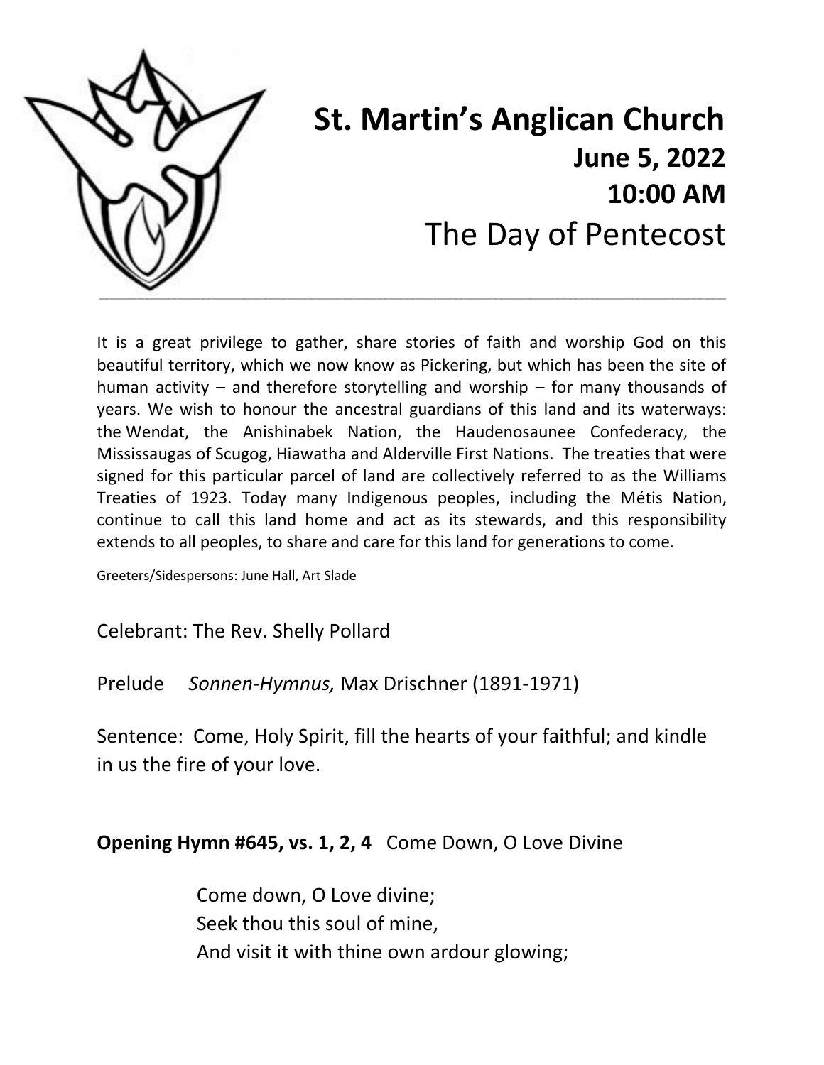# St. Martin's Anglican Church

## June 5, 2022

## 10:00 AM

## The Day of Pentecost

---

It is a great privilege to gather, share stories of faith and worship God on this beautiful territory, which we now know as Pickering, but which has been the site of human activity – and therefore storytelling and worship – for many thousands of years. We wish to honour the ancestral guardians of this land and its waterways: the Wendat, the Anishinabek Nation, the Haudenosaunee Confederacy, the Mississaugas of Scugog, Hiawatha and Alderville First Nations. The treaties that were signed for this particular parcel of land are collectively referred to as the Williams Treaties of 1923. Today many Indigenous peoples, including the Métis Nation, continue to call this land home and act as its stewards, and this responsibility extends to all peoples, to share and care for this land for generations to come.

Greeters/Sidespersons: June Hall, Art Slade

Celebrant: The Rev. Shelly Pollard

Prelude *Sonnen-Hymnus,* Max Drischner (1891-1971)

Sentence: Come, Holy Spirit, fill the hearts of your faithful; and kindle in us the fire of your love.

**Opening Hymn #645, vs. 1, 2, 4** Come Down, O Love Divine

Come down, O Love divine;
Seek thou this soul of mine,
And visit it with thine own ardour glowing;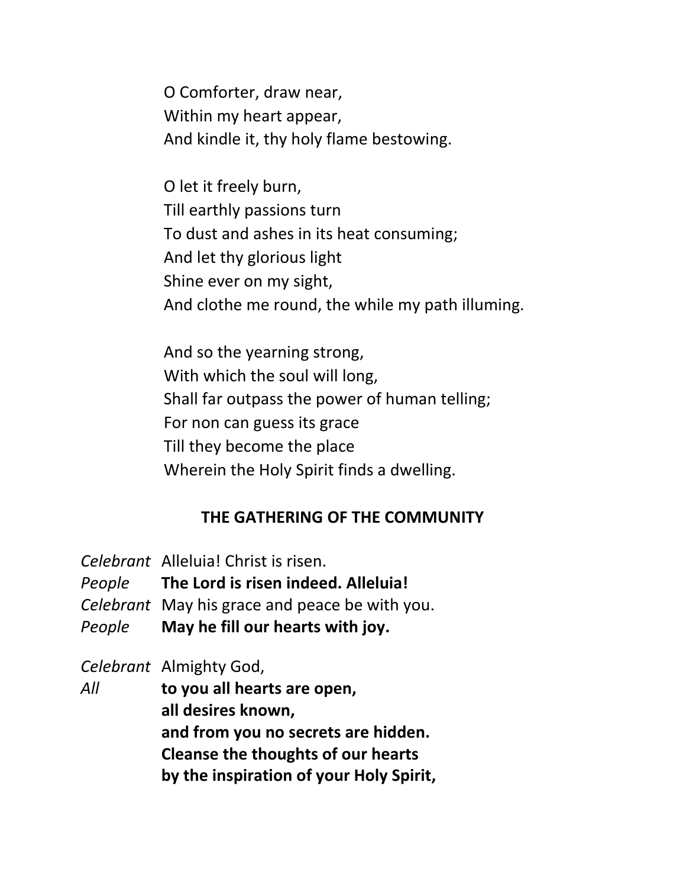O Comforter, draw near,
Within my heart appear,
And kindle it, thy holy flame bestowing.

O let it freely burn,
Till earthly passions turn
To dust and ashes in its heat consuming;
And let thy glorious light
Shine ever on my sight,
And clothe me round, the while my path illuming.

And so the yearning strong,
With which the soul will long,
Shall far outpass the power of human telling;
For non can guess its grace
Till they become the place
Wherein the Holy Spirit finds a dwelling.

## THE GATHERING OF THE COMMUNITY

*Celebrant* Alleluia! Christ is risen.
*People* **The Lord is risen indeed. Alleluia!**
*Celebrant* May his grace and peace be with you.
*People* **May he fill our hearts with joy.**

*Celebrant* Almighty God,
*All* **to you all hearts are open,**
**all desires known,**
**and from you no secrets are hidden.**
**Cleanse the thoughts of our hearts**
**by the inspiration of your Holy Spirit,**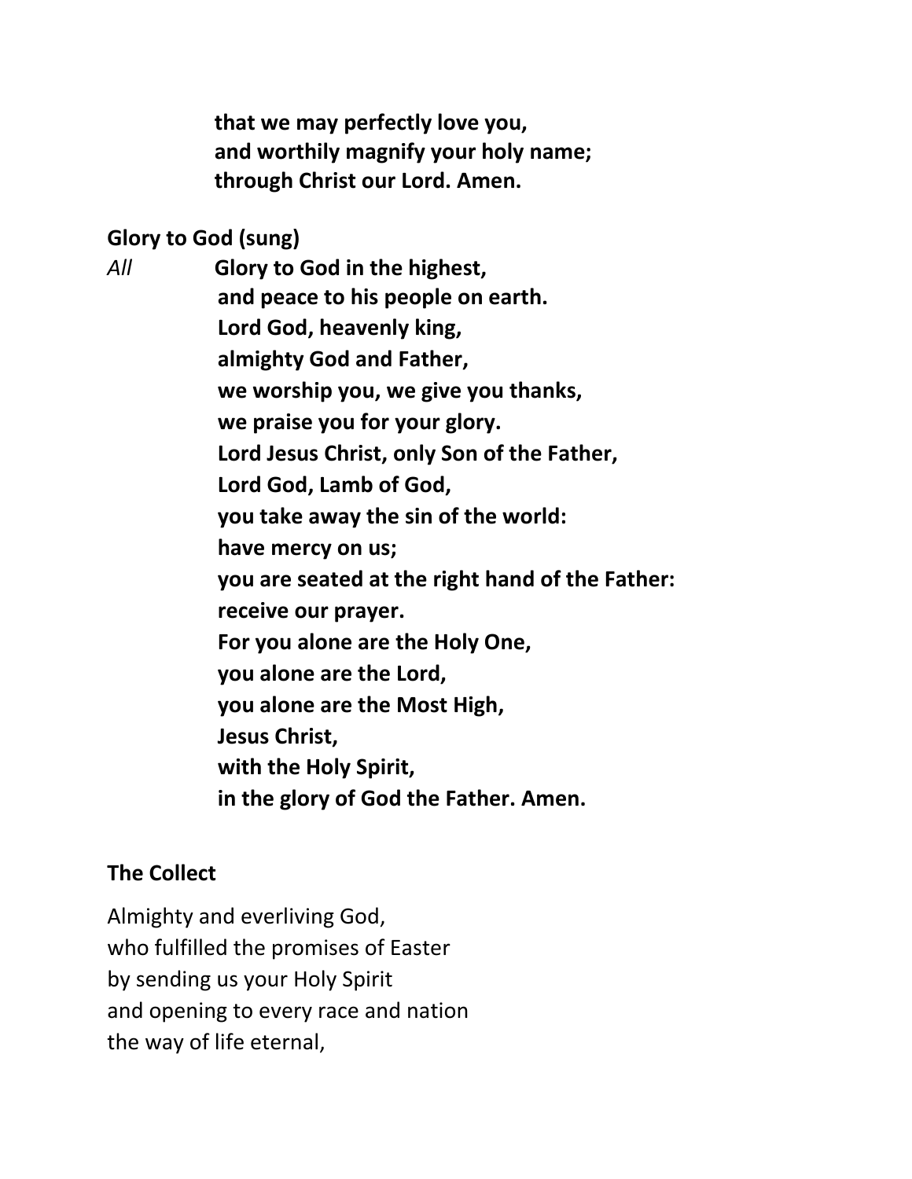**that we may perfectly love you,**
**and worthily magnify your holy name;**
**through Christ our Lord. Amen.**

**Glory to God (sung)**

*All* **Glory to God in the highest,**
**and peace to his people on earth.**
**Lord God, heavenly king,**
**almighty God and Father,**
**we worship you, we give you thanks,**
**we praise you for your glory.**
**Lord Jesus Christ, only Son of the Father,**
**Lord God, Lamb of God,**
**you take away the sin of the world:**
**have mercy on us;**
**you are seated at the right hand of the Father:**
**receive our prayer.**
**For you alone are the Holy One,**
**you alone are the Lord,**
**you alone are the Most High,**
**Jesus Christ,**
**with the Holy Spirit,**
**in the glory of God the Father. Amen.**

**The Collect**

Almighty and everliving God,
who fulfilled the promises of Easter
by sending us your Holy Spirit
and opening to every race and nation
the way of life eternal,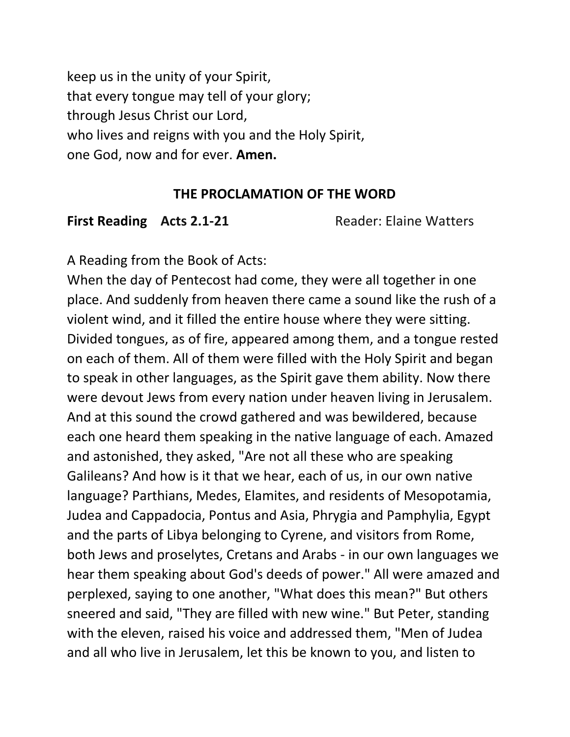keep us in the unity of your Spirit,
that every tongue may tell of your glory;
through Jesus Christ our Lord,
who lives and reigns with you and the Holy Spirit,
one God, now and for ever. **Amen.**

## THE PROCLAMATION OF THE WORD

**First Reading Acts 2.1-21** Reader: Elaine Watters

A Reading from the Book of Acts:
When the day of Pentecost had come, they were all together in one place. And suddenly from heaven there came a sound like the rush of a violent wind, and it filled the entire house where they were sitting. Divided tongues, as of fire, appeared among them, and a tongue rested on each of them. All of them were filled with the Holy Spirit and began to speak in other languages, as the Spirit gave them ability. Now there were devout Jews from every nation under heaven living in Jerusalem. And at this sound the crowd gathered and was bewildered, because each one heard them speaking in the native language of each. Amazed and astonished, they asked, "Are not all these who are speaking Galileans? And how is it that we hear, each of us, in our own native language? Parthians, Medes, Elamites, and residents of Mesopotamia, Judea and Cappadocia, Pontus and Asia, Phrygia and Pamphylia, Egypt and the parts of Libya belonging to Cyrene, and visitors from Rome, both Jews and proselytes, Cretans and Arabs - in our own languages we hear them speaking about God's deeds of power." All were amazed and perplexed, saying to one another, "What does this mean?" But others sneered and said, "They are filled with new wine." But Peter, standing with the eleven, raised his voice and addressed them, "Men of Judea and all who live in Jerusalem, let this be known to you, and listen to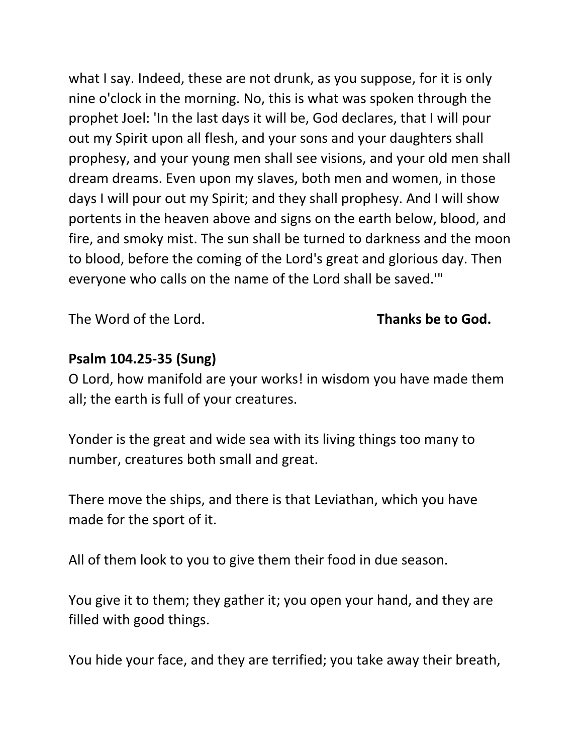what I say. Indeed, these are not drunk, as you suppose, for it is only nine o'clock in the morning. No, this is what was spoken through the prophet Joel: 'In the last days it will be, God declares, that I will pour out my Spirit upon all flesh, and your sons and your daughters shall prophesy, and your young men shall see visions, and your old men shall dream dreams. Even upon my slaves, both men and women, in those days I will pour out my Spirit; and they shall prophesy. And I will show portents in the heaven above and signs on the earth below, blood, and fire, and smoky mist. The sun shall be turned to darkness and the moon to blood, before the coming of the Lord's great and glorious day. Then everyone who calls on the name of the Lord shall be saved.'"

The Word of the Lord. **Thanks be to God.**

**Psalm 104.25-35 (Sung)**

O Lord, how manifold are your works! in wisdom you have made them all; the earth is full of your creatures.

Yonder is the great and wide sea with its living things too many to number, creatures both small and great.

There move the ships, and there is that Leviathan, which you have made for the sport of it.

All of them look to you to give them their food in due season.

You give it to them; they gather it; you open your hand, and they are filled with good things.

You hide your face, and they are terrified; you take away their breath,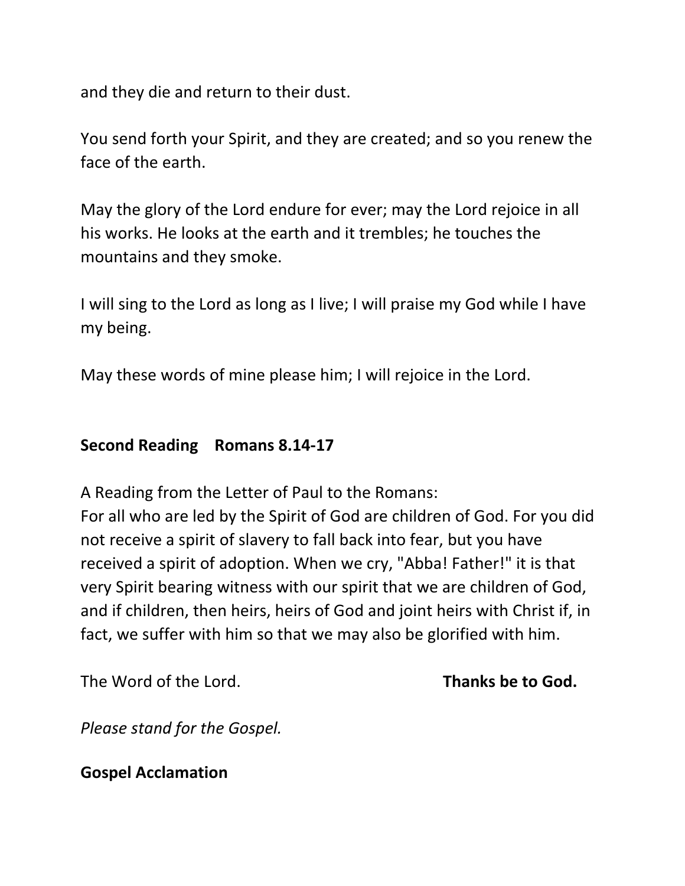and they die and return to their dust.

You send forth your Spirit, and they are created; and so you renew the face of the earth.

May the glory of the Lord endure for ever; may the Lord rejoice in all his works. He looks at the earth and it trembles; he touches the mountains and they smoke.

I will sing to the Lord as long as I live; I will praise my God while I have my being.

May these words of mine please him; I will rejoice in the Lord.

**Second Reading    Romans 8.14-17**

A Reading from the Letter of Paul to the Romans:
For all who are led by the Spirit of God are children of God. For you did not receive a spirit of slavery to fall back into fear, but you have received a spirit of adoption. When we cry, "Abba! Father!" it is that very Spirit bearing witness with our spirit that we are children of God, and if children, then heirs, heirs of God and joint heirs with Christ if, in fact, we suffer with him so that we may also be glorified with him.

The Word of the Lord.    **Thanks be to God.**

*Please stand for the Gospel.*

**Gospel Acclamation**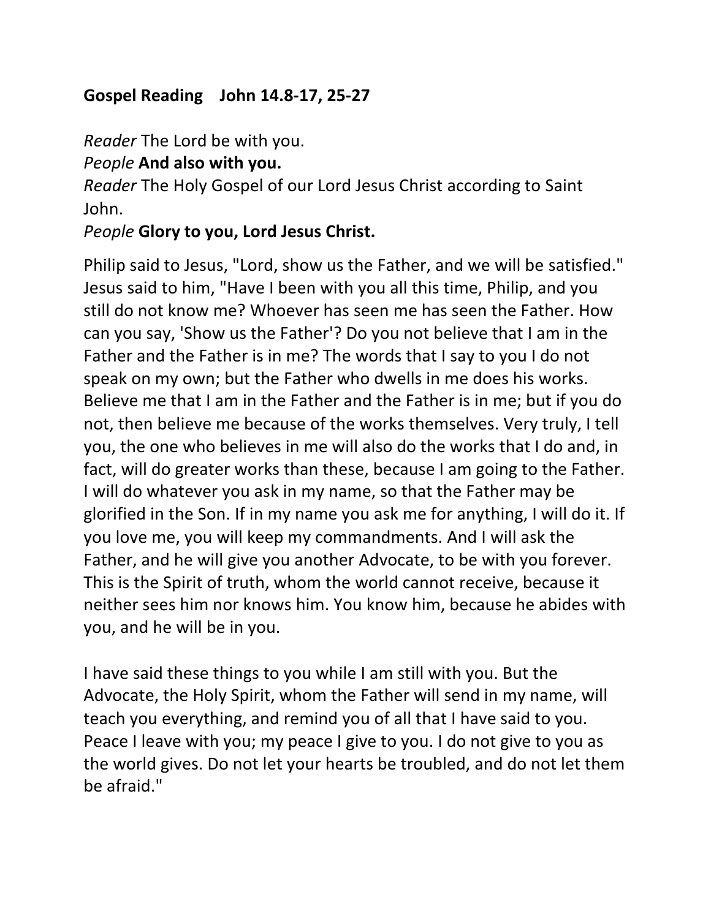**Gospel Reading John 14.8-17, 25-27**

*Reader* The Lord be with you.
*People* **And also with you.**
*Reader* The Holy Gospel of our Lord Jesus Christ according to Saint John.
*People* **Glory to you, Lord Jesus Christ.**

Philip said to Jesus, "Lord, show us the Father, and we will be satisfied." Jesus said to him, "Have I been with you all this time, Philip, and you still do not know me? Whoever has seen me has seen the Father. How can you say, 'Show us the Father'? Do you not believe that I am in the Father and the Father is in me? The words that I say to you I do not speak on my own; but the Father who dwells in me does his works. Believe me that I am in the Father and the Father is in me; but if you do not, then believe me because of the works themselves. Very truly, I tell you, the one who believes in me will also do the works that I do and, in fact, will do greater works than these, because I am going to the Father. I will do whatever you ask in my name, so that the Father may be glorified in the Son. If in my name you ask me for anything, I will do it. If you love me, you will keep my commandments. And I will ask the Father, and he will give you another Advocate, to be with you forever. This is the Spirit of truth, whom the world cannot receive, because it neither sees him nor knows him. You know him, because he abides with you, and he will be in you.

I have said these things to you while I am still with you. But the Advocate, the Holy Spirit, whom the Father will send in my name, will teach you everything, and remind you of all that I have said to you. Peace I leave with you; my peace I give to you. I do not give to you as the world gives. Do not let your hearts be troubled, and do not let them be afraid."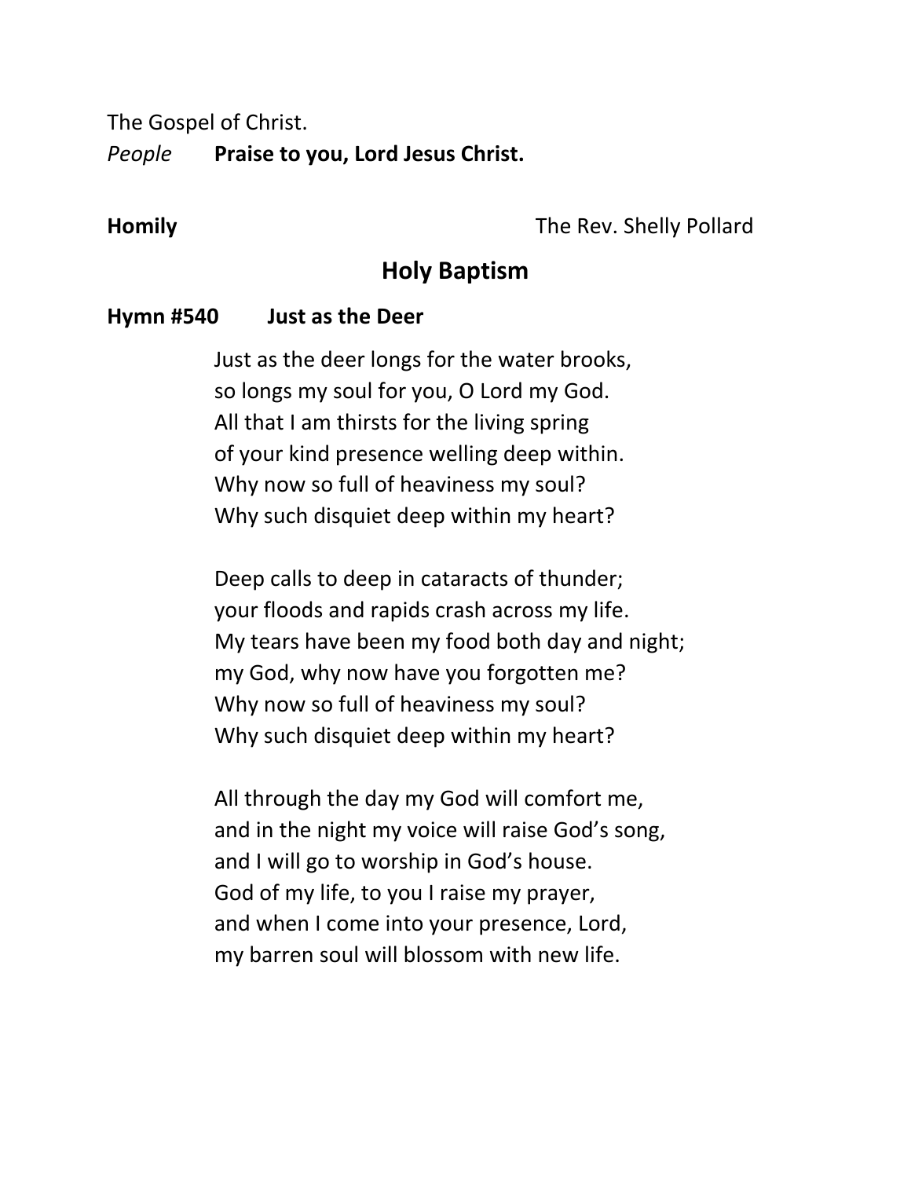The Gospel of Christ.

*People* **Praise to you, Lord Jesus Christ.**

**Homily** The Rev. Shelly Pollard

## Holy Baptism

**Hymn #540 Just as the Deer**

Just as the deer longs for the water brooks,  
so longs my soul for you, O Lord my God.  
All that I am thirsts for the living spring  
of your kind presence welling deep within.  
Why now so full of heaviness my soul?  
Why such disquiet deep within my heart?

Deep calls to deep in cataracts of thunder;  
your floods and rapids crash across my life.  
My tears have been my food both day and night;  
my God, why now have you forgotten me?  
Why now so full of heaviness my soul?  
Why such disquiet deep within my heart?

All through the day my God will comfort me,  
and in the night my voice will raise God's song,  
and I will go to worship in God's house.  
God of my life, to you I raise my prayer,  
and when I come into your presence, Lord,  
my barren soul will blossom with new life.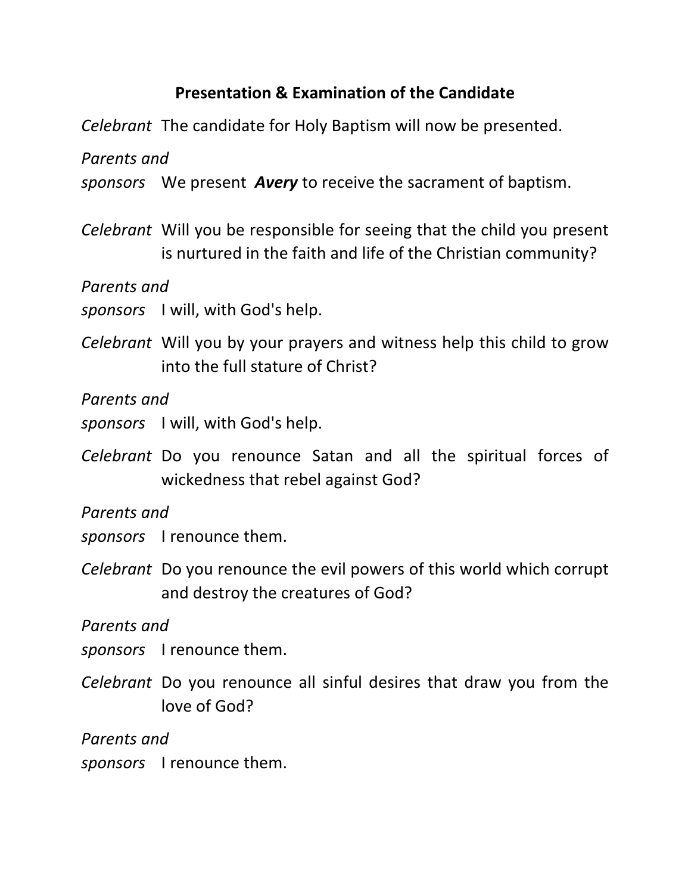## Presentation & Examination of the Candidate

*Celebrant* The candidate for Holy Baptism will now be presented.

*Parents and sponsors* We present ***Avery*** to receive the sacrament of baptism.

*Celebrant* Will you be responsible for seeing that the child you present is nurtured in the faith and life of the Christian community?

*Parents and sponsors* I will, with God's help.

*Celebrant* Will you by your prayers and witness help this child to grow into the full stature of Christ?

*Parents and sponsors* I will, with God's help.

*Celebrant* Do you renounce Satan and all the spiritual forces of wickedness that rebel against God?

*Parents and sponsors* I renounce them.

*Celebrant* Do you renounce the evil powers of this world which corrupt and destroy the creatures of God?

*Parents and sponsors* I renounce them.

*Celebrant* Do you renounce all sinful desires that draw you from the love of God?

*Parents and sponsors* I renounce them.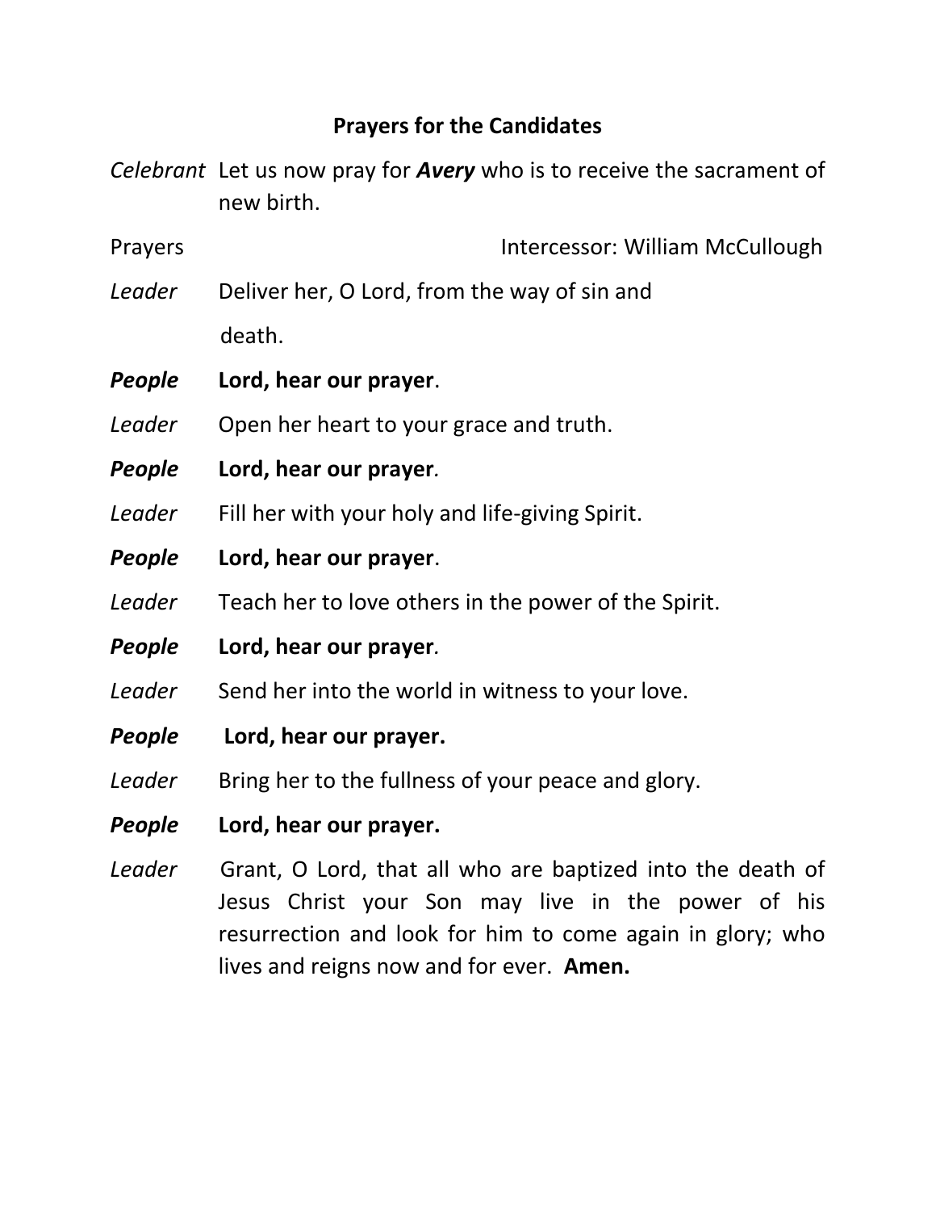## Prayers for the Candidates

*Celebrant* Let us now pray for ***Avery*** who is to receive the sacrament of new birth.

Prayers Intercessor: William McCullough

*Leader* Deliver her, O Lord, from the way of sin and death.

***People*** **Lord, hear our prayer**.

*Leader* Open her heart to your grace and truth.

***People*** **Lord, hear our prayer**.

*Leader* Fill her with your holy and life-giving Spirit.

***People*** **Lord, hear our prayer**.

*Leader* Teach her to love others in the power of the Spirit.

***People*** **Lord, hear our prayer**.

*Leader* Send her into the world in witness to your love.

***People*** **Lord, hear our prayer.**

*Leader* Bring her to the fullness of your peace and glory.

***People*** **Lord, hear our prayer.**

*Leader* Grant, O Lord, that all who are baptized into the death of Jesus Christ your Son may live in the power of his resurrection and look for him to come again in glory; who lives and reigns now and for ever. **Amen.**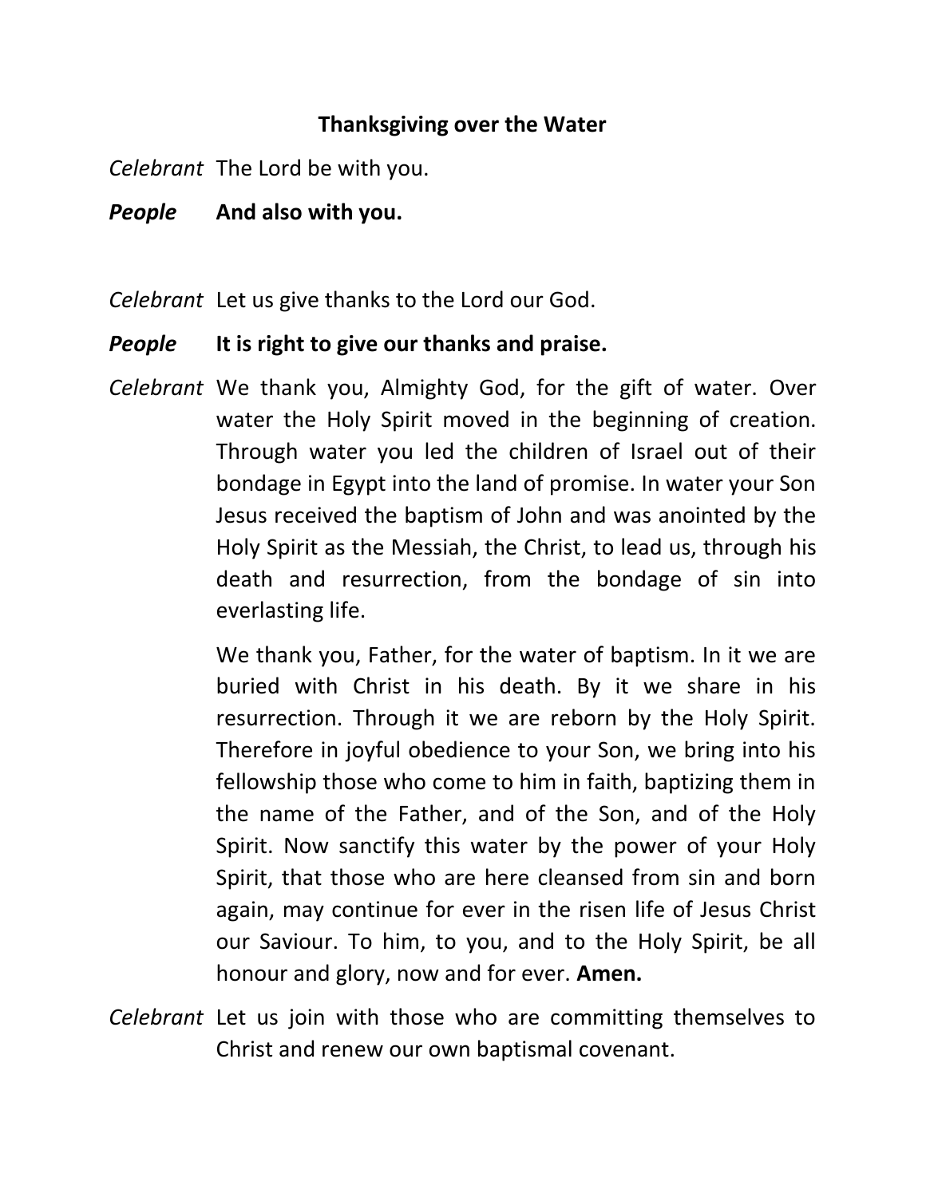## Thanksgiving over the Water

*Celebrant* The Lord be with you.

***People*** **And also with you.**

*Celebrant* Let us give thanks to the Lord our God.

***People*** **It is right to give our thanks and praise.**

*Celebrant* We thank you, Almighty God, for the gift of water. Over water the Holy Spirit moved in the beginning of creation. Through water you led the children of Israel out of their bondage in Egypt into the land of promise. In water your Son Jesus received the baptism of John and was anointed by the Holy Spirit as the Messiah, the Christ, to lead us, through his death and resurrection, from the bondage of sin into everlasting life.

We thank you, Father, for the water of baptism. In it we are buried with Christ in his death. By it we share in his resurrection. Through it we are reborn by the Holy Spirit. Therefore in joyful obedience to your Son, we bring into his fellowship those who come to him in faith, baptizing them in the name of the Father, and of the Son, and of the Holy Spirit. Now sanctify this water by the power of your Holy Spirit, that those who are here cleansed from sin and born again, may continue for ever in the risen life of Jesus Christ our Saviour. To him, to you, and to the Holy Spirit, be all honour and glory, now and for ever. **Amen.**

*Celebrant* Let us join with those who are committing themselves to Christ and renew our own baptismal covenant.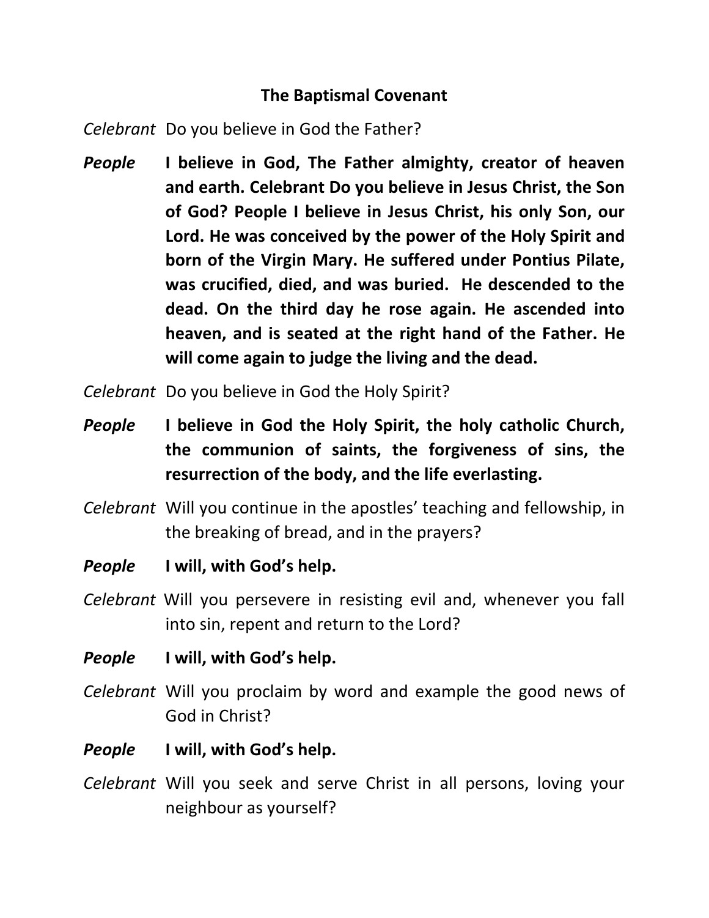**The Baptismal Covenant**

*Celebrant* Do you believe in God the Father?

***People*** **I believe in God, The Father almighty, creator of heaven and earth. Celebrant Do you believe in Jesus Christ, the Son of God? People I believe in Jesus Christ, his only Son, our Lord. He was conceived by the power of the Holy Spirit and born of the Virgin Mary. He suffered under Pontius Pilate, was crucified, died, and was buried. He descended to the dead. On the third day he rose again. He ascended into heaven, and is seated at the right hand of the Father. He will come again to judge the living and the dead.**

*Celebrant* Do you believe in God the Holy Spirit?

***People*** **I believe in God the Holy Spirit, the holy catholic Church, the communion of saints, the forgiveness of sins, the resurrection of the body, and the life everlasting.**

*Celebrant* Will you continue in the apostles' teaching and fellowship, in the breaking of bread, and in the prayers?

***People*** **I will, with God's help.**

*Celebrant* Will you persevere in resisting evil and, whenever you fall into sin, repent and return to the Lord?

***People*** **I will, with God's help.**

*Celebrant* Will you proclaim by word and example the good news of God in Christ?

***People*** **I will, with God's help.**

*Celebrant* Will you seek and serve Christ in all persons, loving your neighbour as yourself?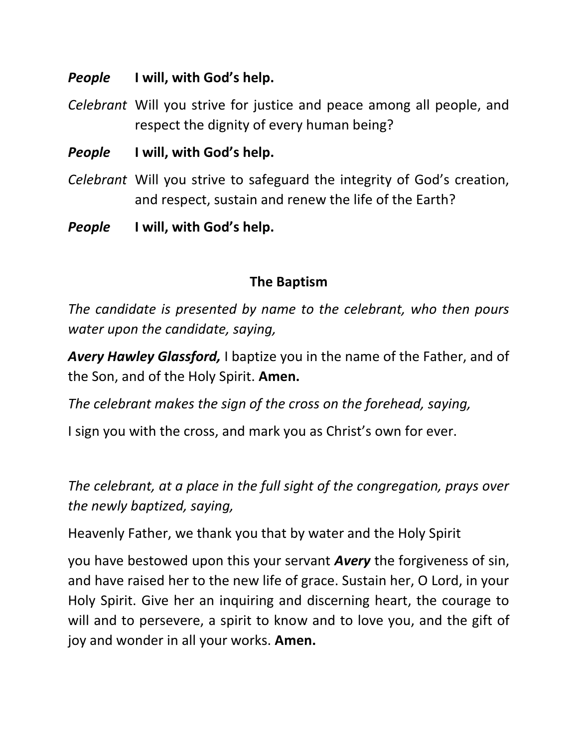***People*** **I will, with God's help.**

*Celebrant* Will you strive for justice and peace among all people, and respect the dignity of every human being?

***People*** **I will, with God's help.**

*Celebrant* Will you strive to safeguard the integrity of God's creation, and respect, sustain and renew the life of the Earth?

***People*** **I will, with God's help.**

## The Baptism

*The candidate is presented by name to the celebrant, who then pours water upon the candidate, saying,*

***Avery Hawley Glassford,*** I baptize you in the name of the Father, and of the Son, and of the Holy Spirit. **Amen.**

*The celebrant makes the sign of the cross on the forehead, saying,*

I sign you with the cross, and mark you as Christ's own for ever.

*The celebrant, at a place in the full sight of the congregation, prays over the newly baptized, saying,*

Heavenly Father, we thank you that by water and the Holy Spirit

you have bestowed upon this your servant ***Avery*** the forgiveness of sin, and have raised her to the new life of grace. Sustain her, O Lord, in your Holy Spirit. Give her an inquiring and discerning heart, the courage to will and to persevere, a spirit to know and to love you, and the gift of joy and wonder in all your works. **Amen.**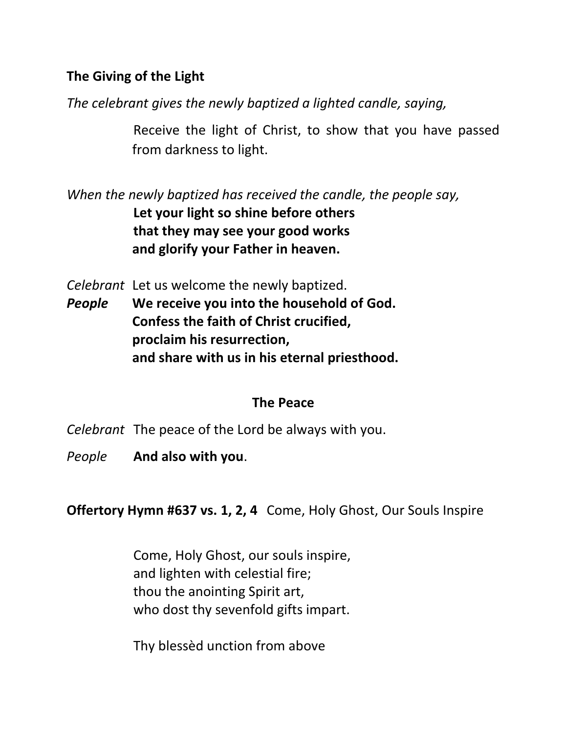**The Giving of the Light**

*The celebrant gives the newly baptized a lighted candle, saying,*

Receive the light of Christ, to show that you have passed from darkness to light.

*When the newly baptized has received the candle, the people say,*

**Let your light so shine before others**
**that they may see your good works**
**and glorify your Father in heaven.**

*Celebrant* Let us welcome the newly baptized.

***People*** **We receive you into the household of God.**
**Confess the faith of Christ crucified,**
**proclaim his resurrection,**
**and share with us in his eternal priesthood.**

## The Peace

*Celebrant* The peace of the Lord be always with you.

*People* **And also with you**.

**Offertory Hymn #637 vs. 1, 2, 4** Come, Holy Ghost, Our Souls Inspire

Come, Holy Ghost, our souls inspire,
and lighten with celestial fire;
thou the anointing Spirit art,
who dost thy sevenfold gifts impart.

Thy blessèd unction from above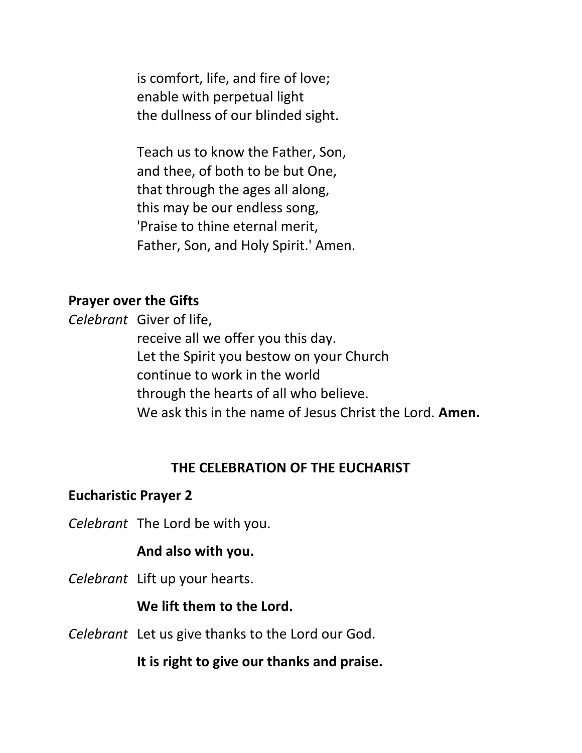is comfort, life, and fire of love;  
enable with perpetual light  
the dullness of our blinded sight.

Teach us to know the Father, Son,  
and thee, of both to be but One,  
that through the ages all along,  
this may be our endless song,  
'Praise to thine eternal merit,  
Father, Son, and Holy Spirit.' Amen.

**Prayer over the Gifts**

*Celebrant* Giver of life,  
receive all we offer you this day.  
Let the Spirit you bestow on your Church  
continue to work in the world  
through the hearts of all who believe.  
We ask this in the name of Jesus Christ the Lord. **Amen.**

## THE CELEBRATION OF THE EUCHARIST

**Eucharistic Prayer 2**

*Celebrant* The Lord be with you.

**And also with you.**

*Celebrant* Lift up your hearts.

**We lift them to the Lord.**

*Celebrant* Let us give thanks to the Lord our God.

**It is right to give our thanks and praise.**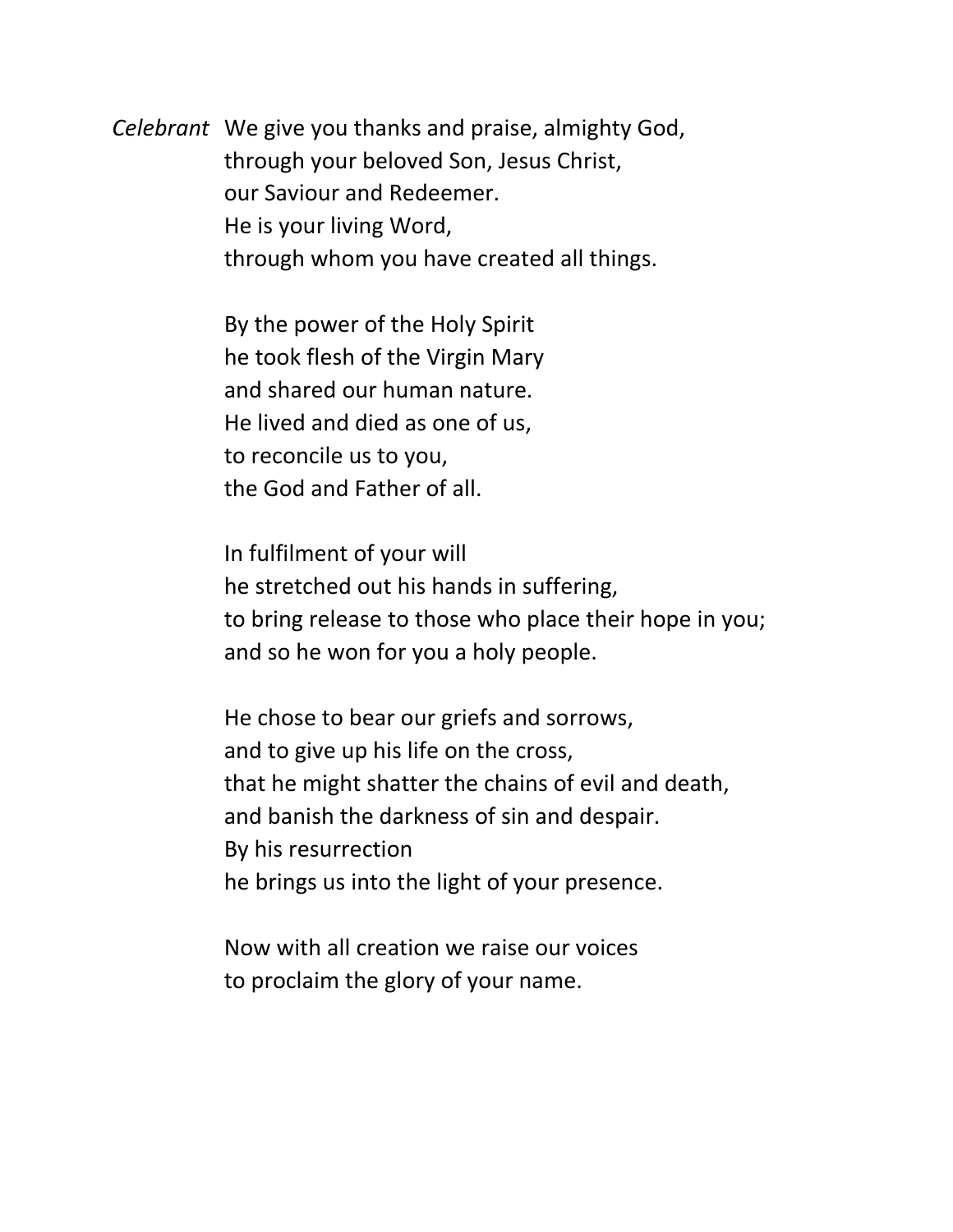*Celebrant* We give you thanks and praise, almighty God,
through your beloved Son, Jesus Christ,
our Saviour and Redeemer.
He is your living Word,
through whom you have created all things.

By the power of the Holy Spirit
he took flesh of the Virgin Mary
and shared our human nature.
He lived and died as one of us,
to reconcile us to you,
the God and Father of all.

In fulfilment of your will
he stretched out his hands in suffering,
to bring release to those who place their hope in you;
and so he won for you a holy people.

He chose to bear our griefs and sorrows,
and to give up his life on the cross,
that he might shatter the chains of evil and death,
and banish the darkness of sin and despair.
By his resurrection
he brings us into the light of your presence.

Now with all creation we raise our voices
to proclaim the glory of your name.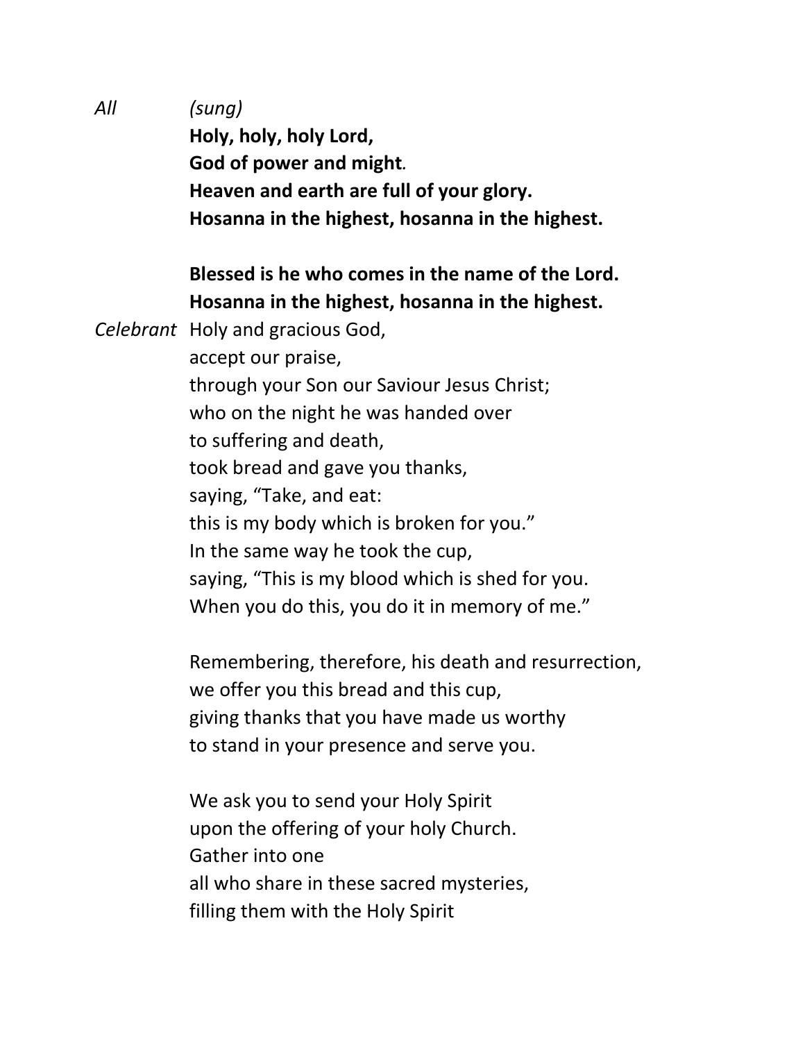*All* *(sung)*

**Holy, holy, holy Lord,**
**God of power and might.**
**Heaven and earth are full of your glory.**
**Hosanna in the highest, hosanna in the highest.**

**Blessed is he who comes in the name of the Lord.**
**Hosanna in the highest, hosanna in the highest.**

*Celebrant* Holy and gracious God,
accept our praise,
through your Son our Saviour Jesus Christ;
who on the night he was handed over
to suffering and death,
took bread and gave you thanks,
saying, "Take, and eat:
this is my body which is broken for you."
In the same way he took the cup,
saying, "This is my blood which is shed for you.
When you do this, you do it in memory of me."

Remembering, therefore, his death and resurrection,
we offer you this bread and this cup,
giving thanks that you have made us worthy
to stand in your presence and serve you.

We ask you to send your Holy Spirit
upon the offering of your holy Church.
Gather into one
all who share in these sacred mysteries,
filling them with the Holy Spirit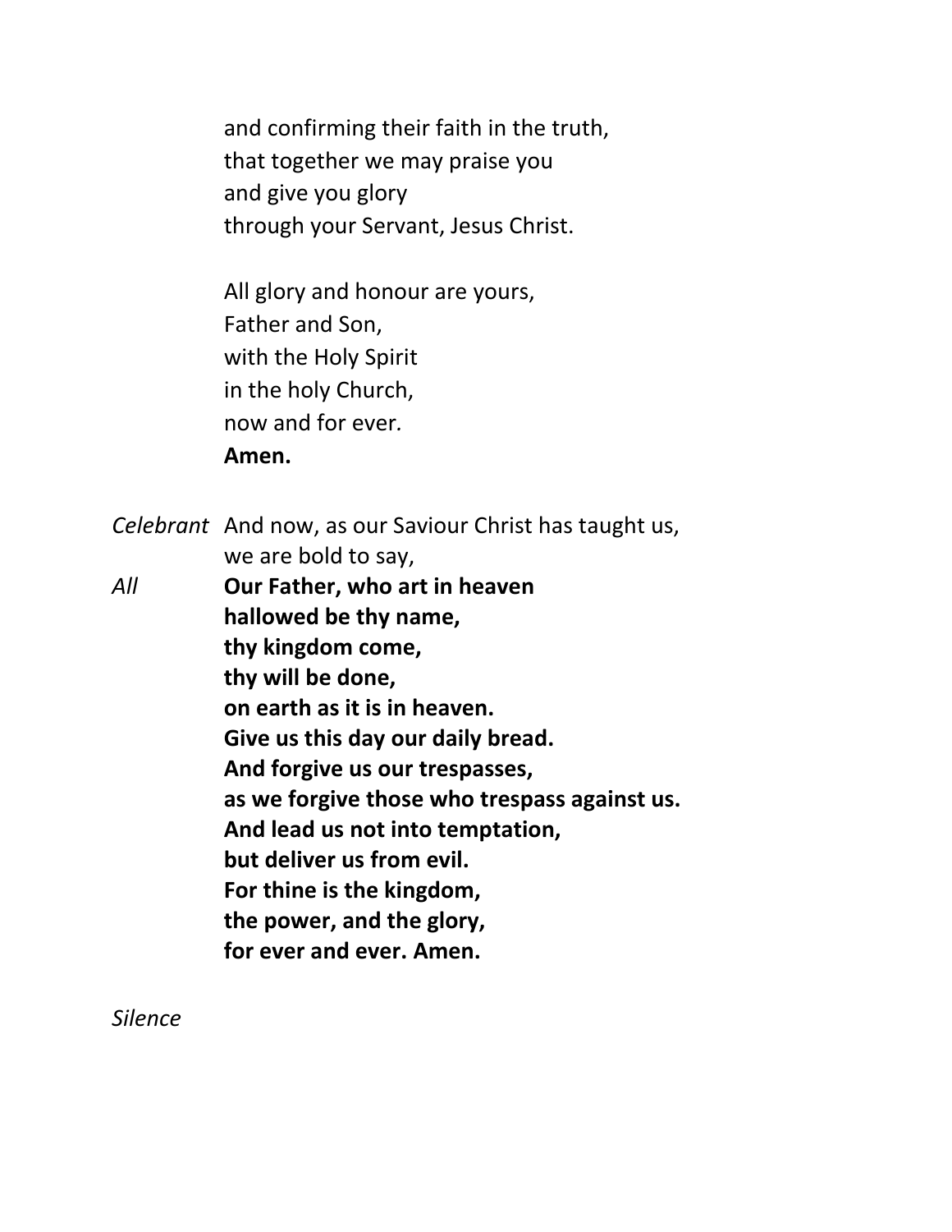and confirming their faith in the truth,  
that together we may praise you  
and give you glory  
through your Servant, Jesus Christ.

All glory and honour are yours,  
Father and Son,  
with the Holy Spirit  
in the holy Church,  
now and for ever.  
**Amen.**

*Celebrant* And now, as our Saviour Christ has taught us,  
we are bold to say,

*All* **Our Father, who art in heaven**  
**hallowed be thy name,**  
**thy kingdom come,**  
**thy will be done,**  
**on earth as it is in heaven.**  
**Give us this day our daily bread.**  
**And forgive us our trespasses,**  
**as we forgive those who trespass against us.**  
**And lead us not into temptation,**  
**but deliver us from evil.**  
**For thine is the kingdom,**  
**the power, and the glory,**  
**for ever and ever. Amen.**

*Silence*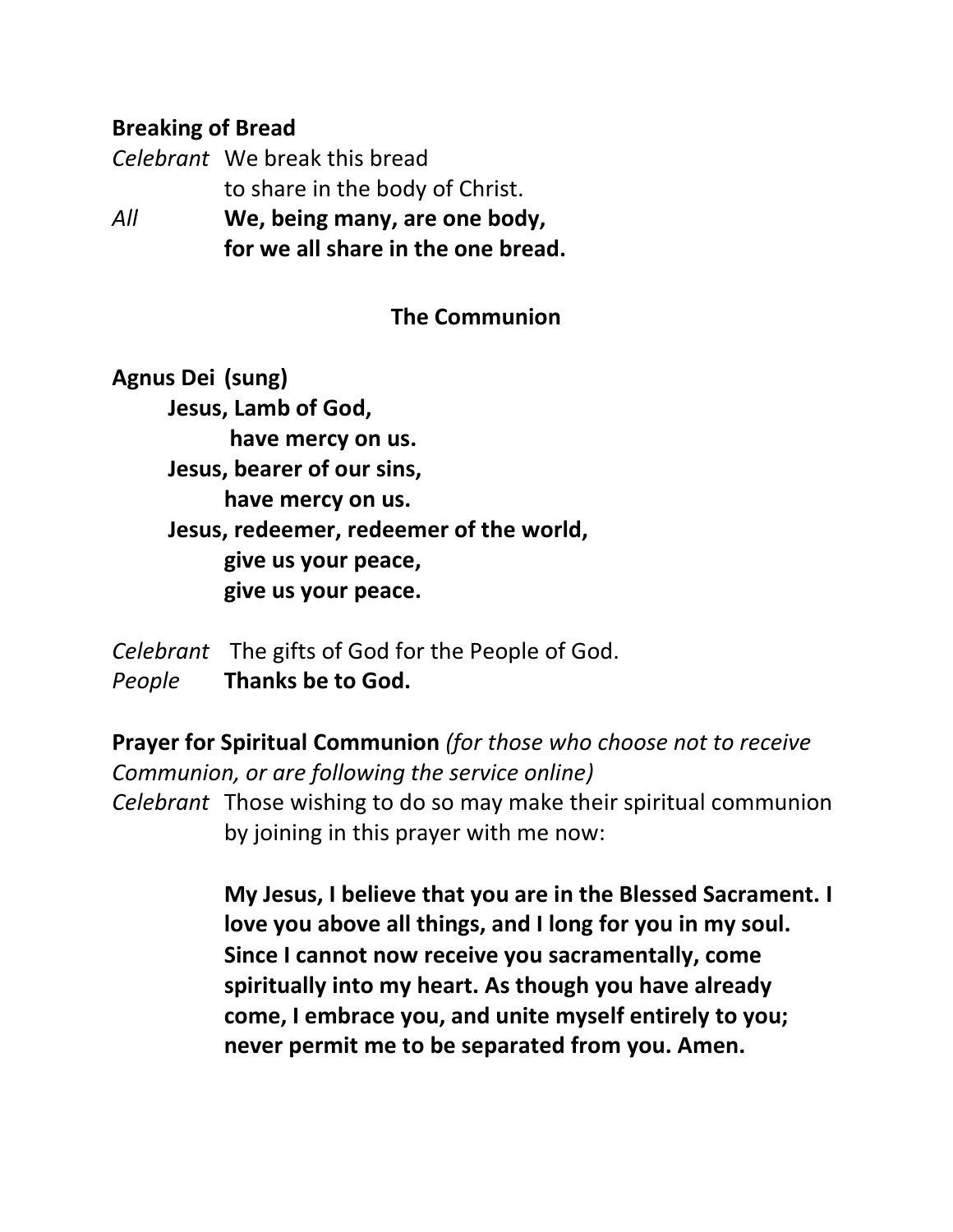**Breaking of Bread**

*Celebrant* We break this bread
to share in the body of Christ.

*All* **We, being many, are one body,
for we all share in the one bread.**

## The Communion

**Agnus Dei (sung)**

**Jesus, Lamb of God,
have mercy on us.
Jesus, bearer of our sins,
have mercy on us.
Jesus, redeemer, redeemer of the world,
give us your peace,
give us your peace.**

*Celebrant* The gifts of God for the People of God.

*People* **Thanks be to God.**

**Prayer for Spiritual Communion** *(for those who choose not to receive Communion, or are following the service online)*

*Celebrant* Those wishing to do so may make their spiritual communion by joining in this prayer with me now:

**My Jesus, I believe that you are in the Blessed Sacrament. I love you above all things, and I long for you in my soul. Since I cannot now receive you sacramentally, come spiritually into my heart. As though you have already come, I embrace you, and unite myself entirely to you; never permit me to be separated from you. Amen.**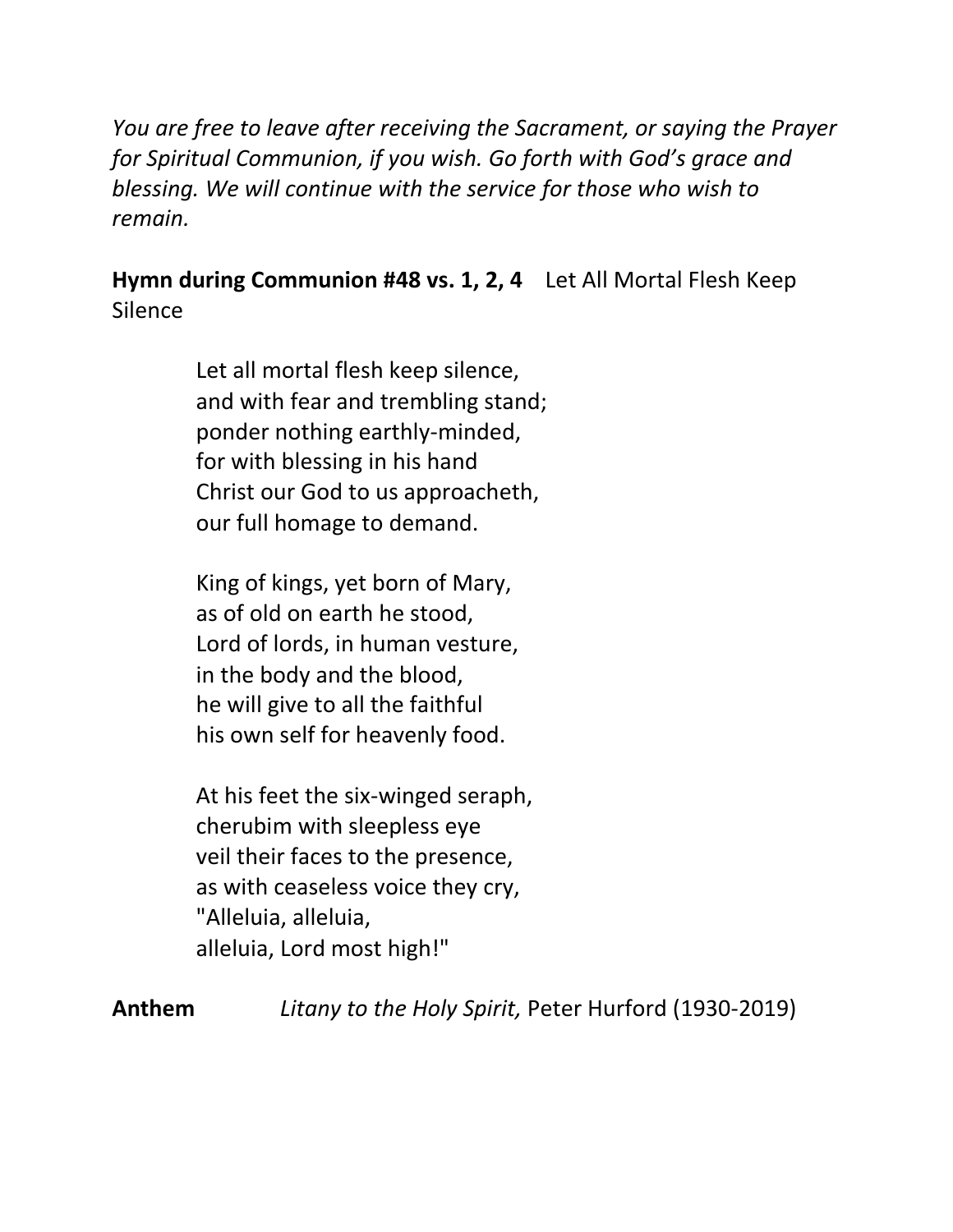*You are free to leave after receiving the Sacrament, or saying the Prayer for Spiritual Communion, if you wish. Go forth with God's grace and blessing. We will continue with the service for those who wish to remain.*

**Hymn during Communion #48 vs. 1, 2, 4** Let All Mortal Flesh Keep Silence

Let all mortal flesh keep silence,  
and with fear and trembling stand;  
ponder nothing earthly-minded,  
for with blessing in his hand  
Christ our God to us approacheth,  
our full homage to demand.

King of kings, yet born of Mary,  
as of old on earth he stood,  
Lord of lords, in human vesture,  
in the body and the blood,  
he will give to all the faithful  
his own self for heavenly food.

At his feet the six-winged seraph,  
cherubim with sleepless eye  
veil their faces to the presence,  
as with ceaseless voice they cry,  
"Alleluia, alleluia,  
alleluia, Lord most high!"

**Anthem** *Litany to the Holy Spirit,* Peter Hurford (1930-2019)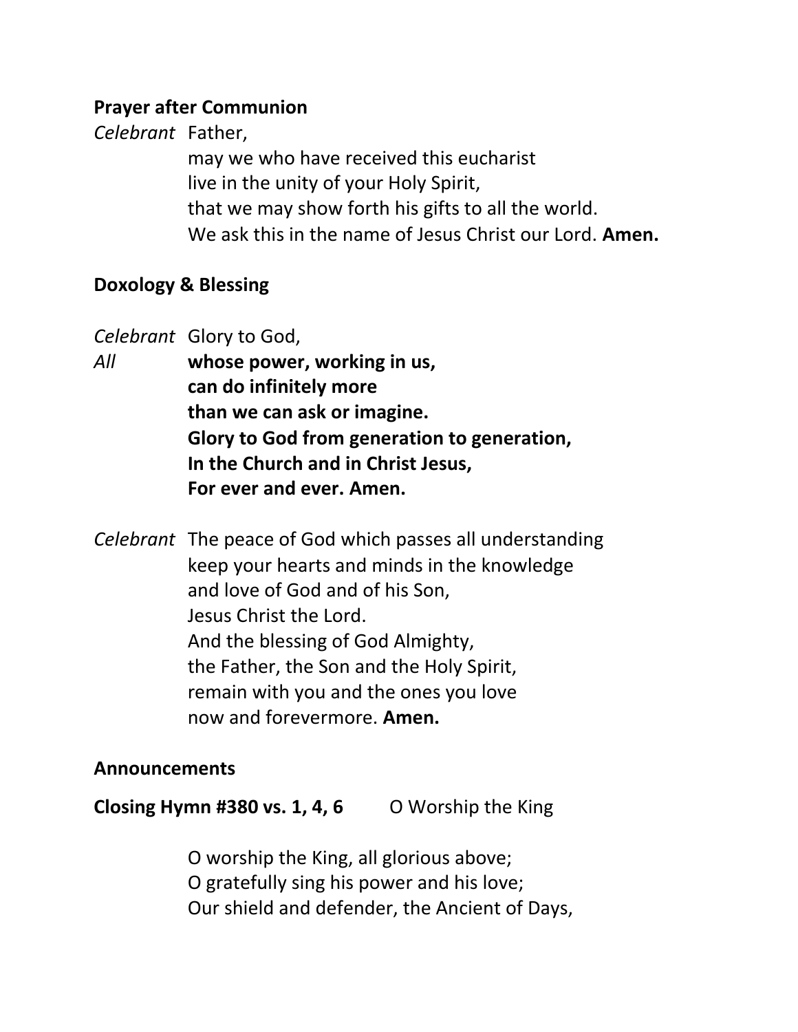**Prayer after Communion**

*Celebrant* Father,
may we who have received this eucharist
live in the unity of your Holy Spirit,
that we may show forth his gifts to all the world.
We ask this in the name of Jesus Christ our Lord. **Amen.**

**Doxology & Blessing**

*Celebrant* Glory to God,
*All* **whose power, working in us,**
**can do infinitely more**
**than we can ask or imagine.**
**Glory to God from generation to generation,**
**In the Church and in Christ Jesus,**
**For ever and ever. Amen.**

*Celebrant* The peace of God which passes all understanding
keep your hearts and minds in the knowledge
and love of God and of his Son,
Jesus Christ the Lord.
And the blessing of God Almighty,
the Father, the Son and the Holy Spirit,
remain with you and the ones you love
now and forevermore. **Amen.**

**Announcements**

**Closing Hymn #380 vs. 1, 4, 6** O Worship the King

O worship the King, all glorious above;
O gratefully sing his power and his love;
Our shield and defender, the Ancient of Days,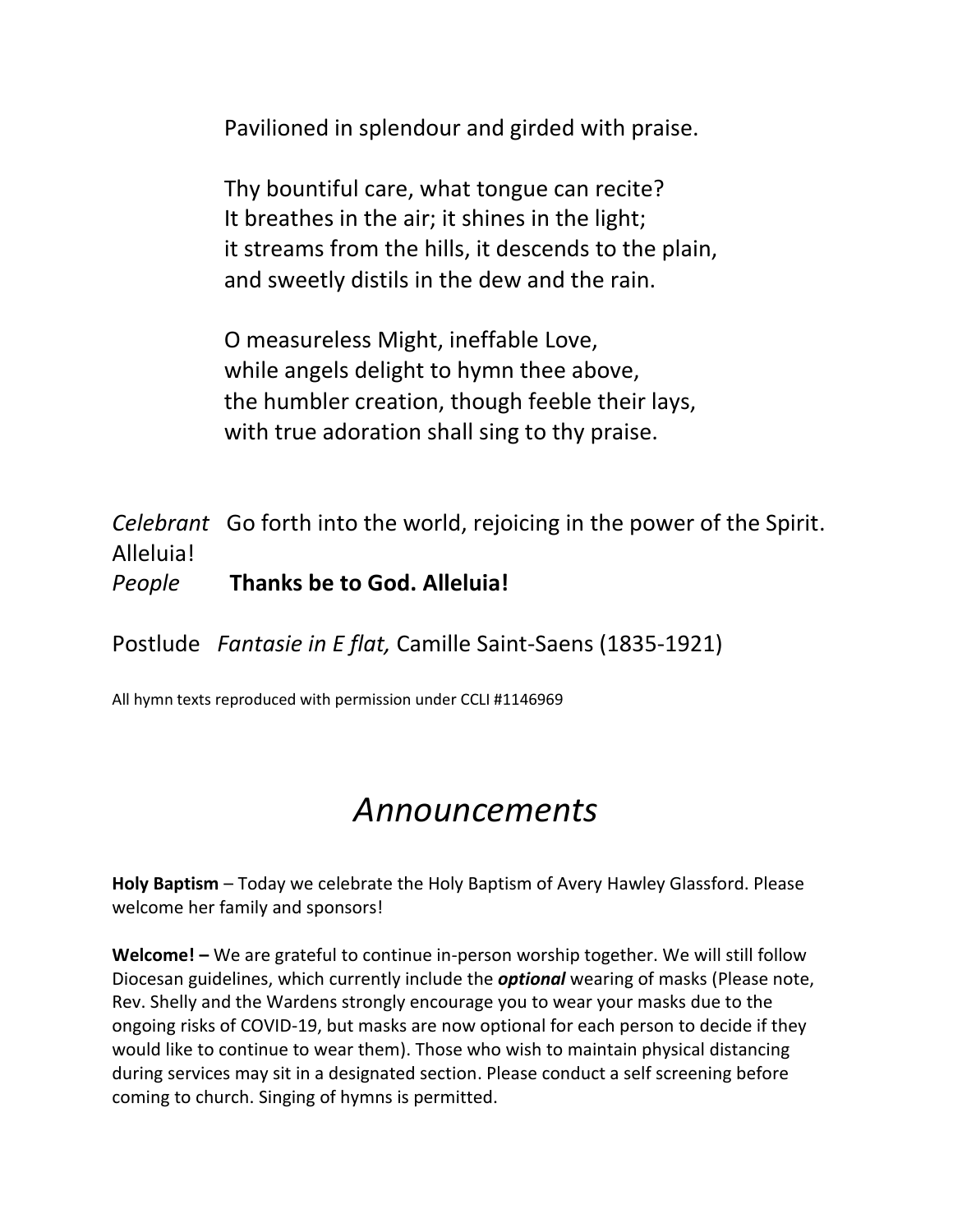Pavilioned in splendour and girded with praise.

Thy bountiful care, what tongue can recite?
It breathes in the air; it shines in the light;
it streams from the hills, it descends to the plain,
and sweetly distils in the dew and the rain.

O measureless Might, ineffable Love,
while angels delight to hymn thee above,
the humbler creation, though feeble their lays,
with true adoration shall sing to thy praise.

*Celebrant* Go forth into the world, rejoicing in the power of the Spirit. Alleluia!
*People* **Thanks be to God. Alleluia!**

Postlude *Fantasie in E flat,* Camille Saint-Saens (1835-1921)

All hymn texts reproduced with permission under CCLI #1146969

# *Announcements*

**Holy Baptism** – Today we celebrate the Holy Baptism of Avery Hawley Glassford. Please welcome her family and sponsors!

**Welcome! –** We are grateful to continue in-person worship together. We will still follow Diocesan guidelines, which currently include the ***optional*** wearing of masks (Please note, Rev. Shelly and the Wardens strongly encourage you to wear your masks due to the ongoing risks of COVID-19, but masks are now optional for each person to decide if they would like to continue to wear them). Those who wish to maintain physical distancing during services may sit in a designated section. Please conduct a self screening before coming to church. Singing of hymns is permitted.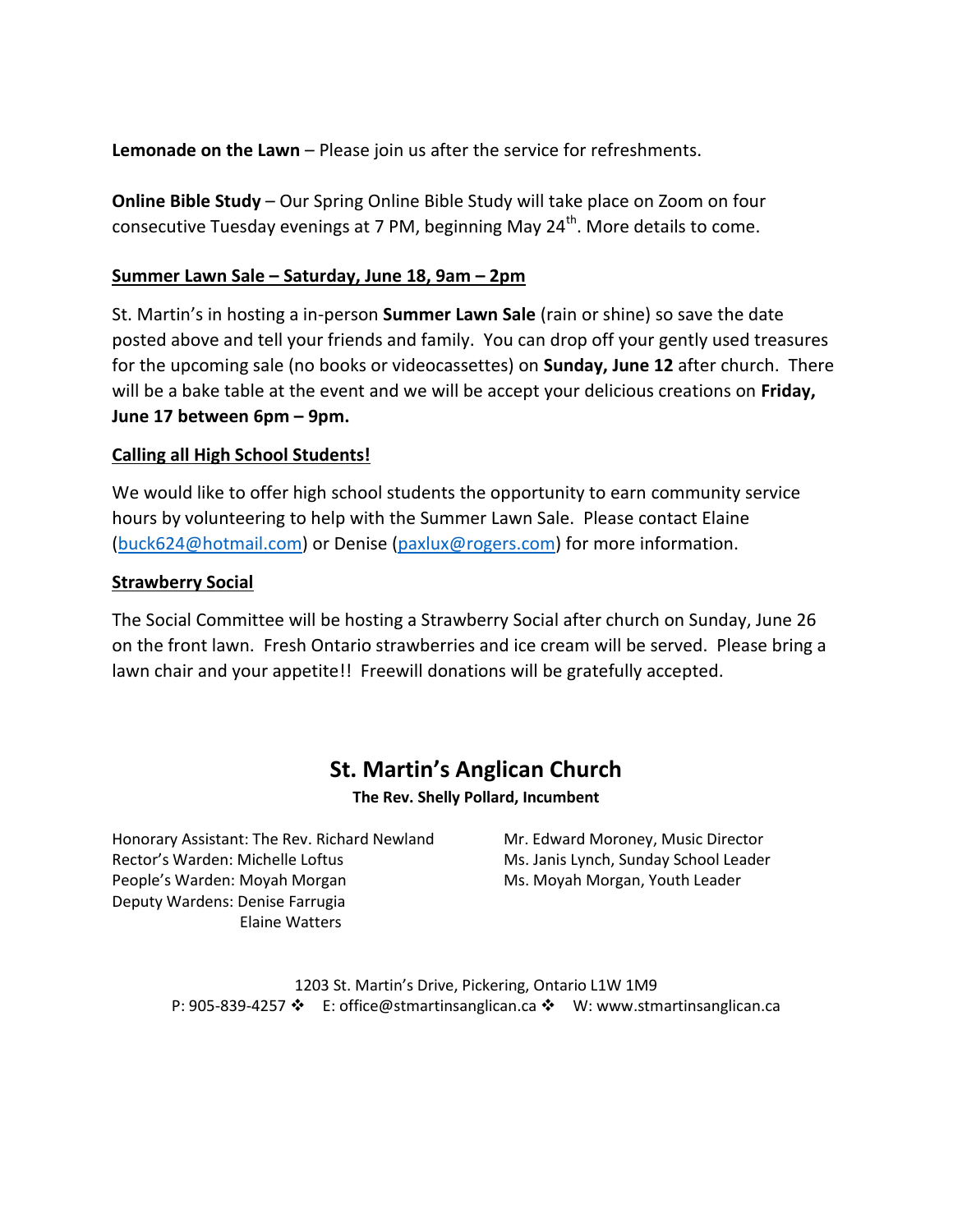**Lemonade on the Lawn** – Please join us after the service for refreshments.

**Online Bible Study** – Our Spring Online Bible Study will take place on Zoom on four consecutive Tuesday evenings at 7 PM, beginning May 24th. More details to come.

**Summer Lawn Sale – Saturday, June 18, 9am – 2pm**

St. Martin's in hosting a in-person **Summer Lawn Sale** (rain or shine) so save the date posted above and tell your friends and family. You can drop off your gently used treasures for the upcoming sale (no books or videocassettes) on **Sunday, June 12** after church. There will be a bake table at the event and we will be accept your delicious creations on **Friday, June 17 between 6pm – 9pm.**

**Calling all High School Students!**

We would like to offer high school students the opportunity to earn community service hours by volunteering to help with the Summer Lawn Sale. Please contact Elaine (buck624@hotmail.com) or Denise (paxlux@rogers.com) for more information.

**Strawberry Social**

The Social Committee will be hosting a Strawberry Social after church on Sunday, June 26 on the front lawn. Fresh Ontario strawberries and ice cream will be served. Please bring a lawn chair and your appetite!! Freewill donations will be gratefully accepted.

## St. Martin's Anglican Church

**The Rev. Shelly Pollard, Incumbent**

Honorary Assistant: The Rev. Richard Newland
Rector's Warden: Michelle Loftus
People's Warden: Moyah Morgan
Deputy Wardens: Denise Farrugia
Elaine Watters

Mr. Edward Moroney, Music Director
Ms. Janis Lynch, Sunday School Leader
Ms. Moyah Morgan, Youth Leader

1203 St. Martin's Drive, Pickering, Ontario L1W 1M9
P: 905-839-4257 ❖ E: office@stmartinsanglican.ca ❖ W: www.stmartinsanglican.ca